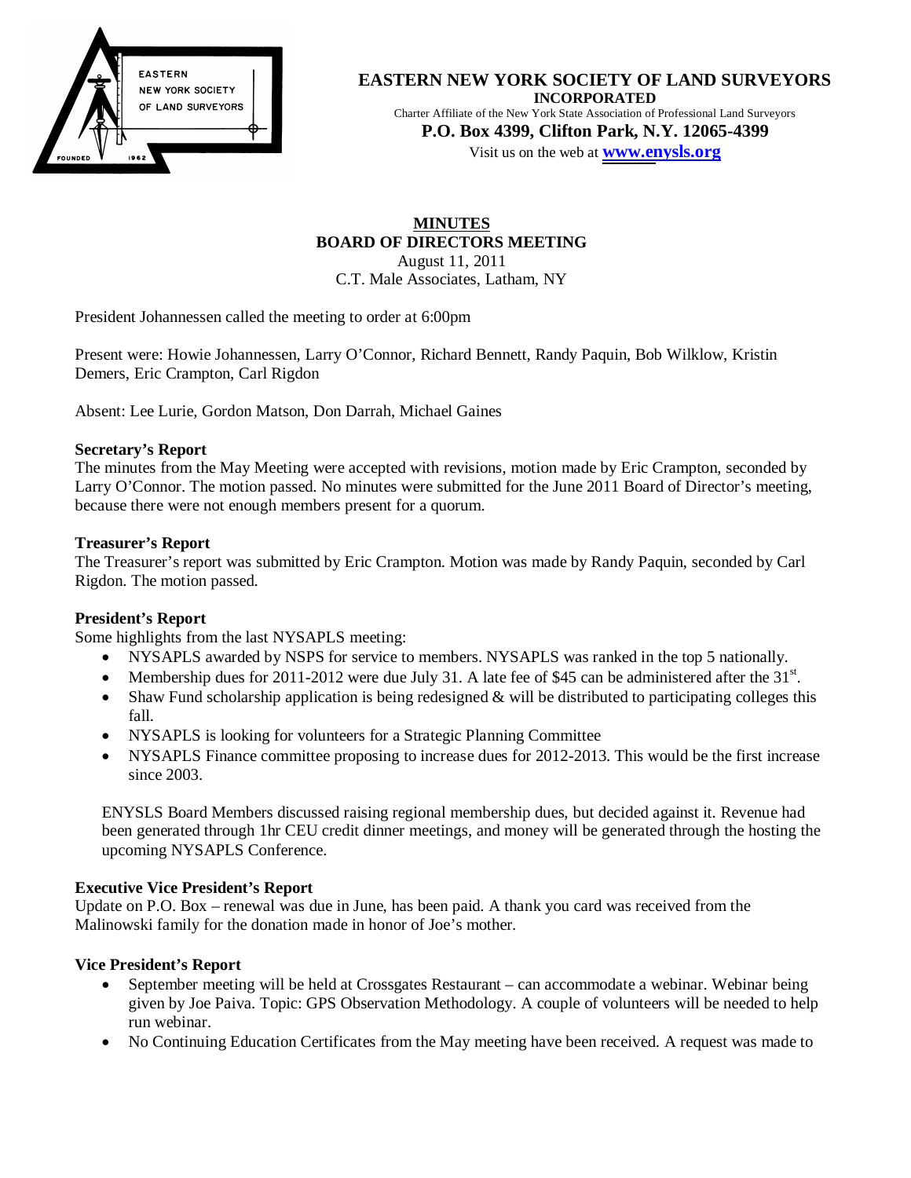**EASTERN NEW YORK SOCIETY OF LAND SURVEYORS**
**INCORPORATED**
Charter Affiliate of the New York State Association of Professional Land Surveyors
**P.O. Box 4399, Clifton Park, N.Y. 12065-4399**
Visit us on the web at **www.enysls.org**

# MINUTES
## BOARD OF DIRECTORS MEETING
August 11, 2011
C.T. Male Associates, Latham, NY

President Johannessen called the meeting to order at 6:00pm

Present were: Howie Johannessen, Larry O'Connor, Richard Bennett, Randy Paquin, Bob Wilklow, Kristin Demers, Eric Crampton, Carl Rigdon

Absent: Lee Lurie, Gordon Matson, Don Darrah, Michael Gaines

**Secretary's Report**
The minutes from the May Meeting were accepted with revisions, motion made by Eric Crampton, seconded by Larry O'Connor. The motion passed. No minutes were submitted for the June 2011 Board of Director's meeting, because there were not enough members present for a quorum.

**Treasurer's Report**
The Treasurer's report was submitted by Eric Crampton. Motion was made by Randy Paquin, seconded by Carl Rigdon. The motion passed.

**President's Report**
Some highlights from the last NYSAPLS meeting:

- NYSAPLS awarded by NSPS for service to members. NYSAPLS was ranked in the top 5 nationally.
- Membership dues for 2011-2012 were due July 31. A late fee of $45 can be administered after the 31st.
- Shaw Fund scholarship application is being redesigned & will be distributed to participating colleges this fall.
- NYSAPLS is looking for volunteers for a Strategic Planning Committee
- NYSAPLS Finance committee proposing to increase dues for 2012-2013. This would be the first increase since 2003.

ENYSLS Board Members discussed raising regional membership dues, but decided against it. Revenue had been generated through 1hr CEU credit dinner meetings, and money will be generated through the hosting the upcoming NYSAPLS Conference.

**Executive Vice President's Report**
Update on P.O. Box – renewal was due in June, has been paid. A thank you card was received from the Malinowski family for the donation made in honor of Joe's mother.

**Vice President's Report**

- September meeting will be held at Crossgates Restaurant – can accommodate a webinar. Webinar being given by Joe Paiva. Topic: GPS Observation Methodology. A couple of volunteers will be needed to help run webinar.
- No Continuing Education Certificates from the May meeting have been received. A request was made to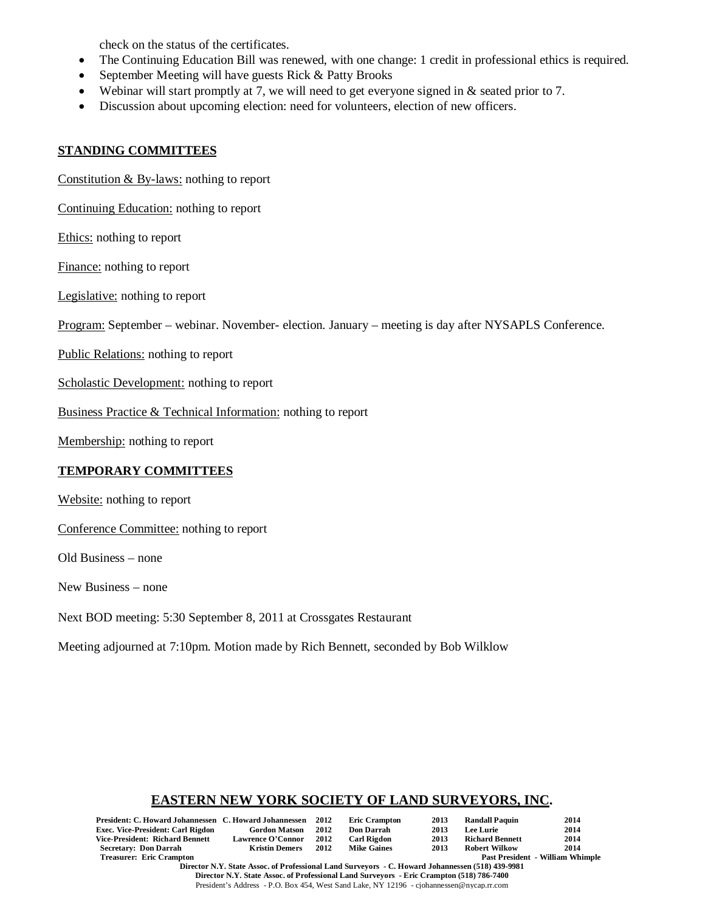check on the status of the certificates.

- The Continuing Education Bill was renewed, with one change: 1 credit in professional ethics is required.
- September Meeting will have guests Rick & Patty Brooks
- Webinar will start promptly at 7, we will need to get everyone signed in & seated prior to 7.
- Discussion about upcoming election: need for volunteers, election of new officers.

**STANDING COMMITTEES**

Constitution & By-laws: nothing to report

Continuing Education: nothing to report

Ethics: nothing to report

Finance: nothing to report

Legislative: nothing to report

Program: September – webinar. November- election. January – meeting is day after NYSAPLS Conference.

Public Relations: nothing to report

Scholastic Development: nothing to report

Business Practice & Technical Information: nothing to report

Membership: nothing to report

**TEMPORARY COMMITTEES**

Website: nothing to report

Conference Committee: nothing to report

Old Business – none

New Business – none

Next BOD meeting: 5:30 September 8, 2011 at Crossgates Restaurant

Meeting adjourned at 7:10pm. Motion made by Rich Bennett, seconded by Bob Wilklow

**EASTERN NEW YORK SOCIETY OF LAND SURVEYORS, INC.**

| | | | | | | |
|---|---|---|---|---|---|---|
| **President: C. Howard Johannessen** | **C. Howard Johannessen 2012** | | **Eric Crampton** | **2013** | **Randall Paquin** | **2014** |
| **Exec. Vice-President: Carl Rigdon** | **Gordon Matson 2012** | | **Don Darrah** | **2013** | **Lee Lurie** | **2014** |
| **Vice-President: Richard Bennett** | **Lawrence O'Connor 2012** | | **Carl Rigdon** | **2013** | **Richard Bennett** | **2014** |
| **Secretary: Don Darrah** | **Kristin Demers 2012** | | **Mike Gaines** | **2013** | **Robert Wilkow** | **2014** |
| **Treasurer: Eric Crampton** | | | | | **Past President - William Whimple** | |

**Director N.Y. State Assoc. of Professional Land Surveyors - C. Howard Johannessen (518) 439-9981**
**Director N.Y. State Assoc. of Professional Land Surveyors - Eric Crampton (518) 786-7400**
President's Address - P.O. Box 454, West Sand Lake, NY 12196 - cjohannessen@nycap.rr.com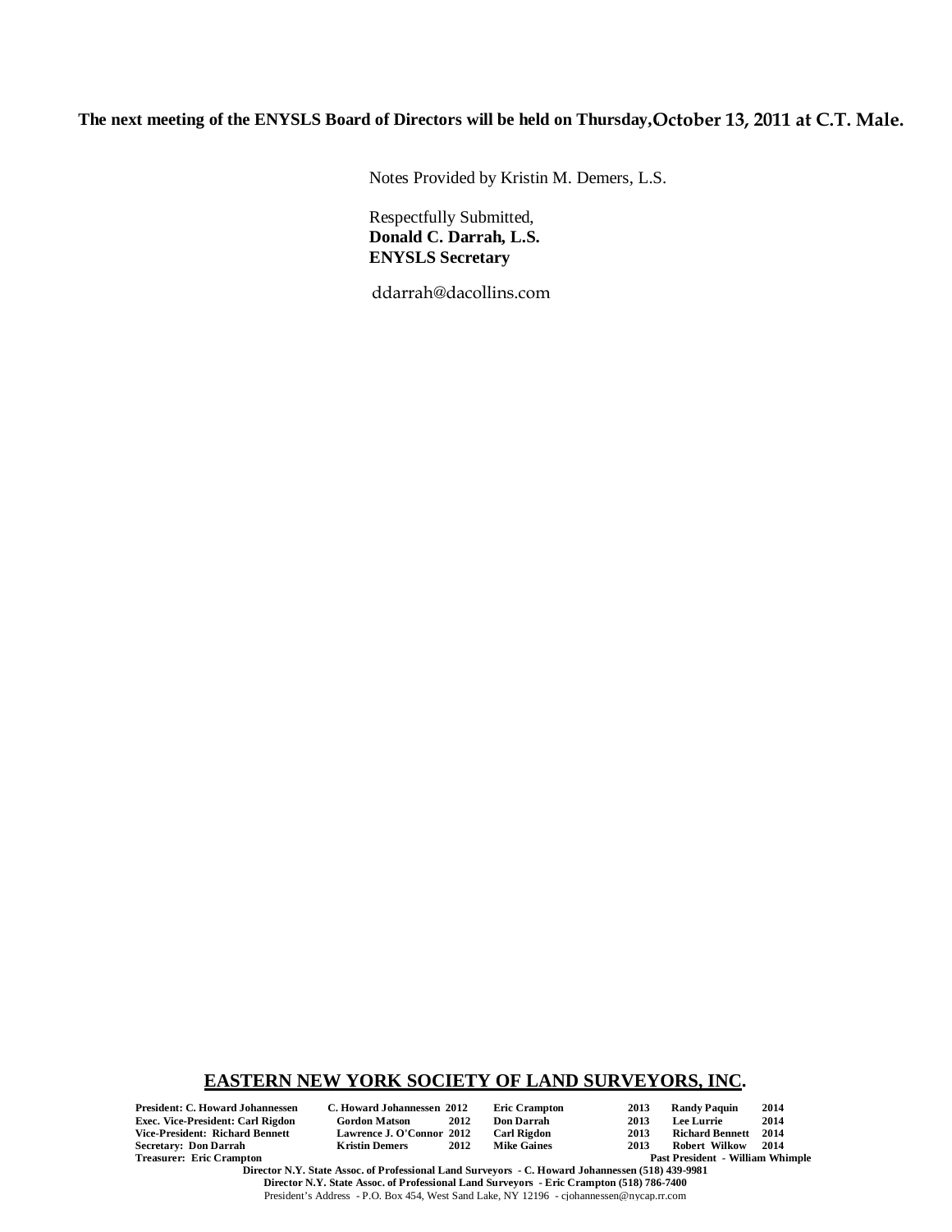**The next meeting of the ENYSLS Board of Directors will be held on Thursday, October 13, 2011 at C.T. Male.**

Notes Provided by Kristin M. Demers, L.S.

Respectfully Submitted,
**Donald C. Darrah, L.S.**
**ENYSLS Secretary**

ddarrah@dacollins.com

## EASTERN NEW YORK SOCIETY OF LAND SURVEYORS, INC.

| | | | | | | | |
|---|---|---|---|---|---|---|---|
| **President: C. Howard Johannessen** | **C. Howard Johannessen** | **2012** | **Eric Crampton** | **2013** | **Randy Paquin** | **2014** |
| **Exec. Vice-President: Carl Rigdon** | **Gordon Matson** | **2012** | **Don Darrah** | **2013** | **Lee Lurrie** | **2014** |
| **Vice-President: Richard Bennett** | **Lawrence J. O'Connor** | **2012** | **Carl Rigdon** | **2013** | **Richard Bennett** | **2014** |
| **Secretary: Don Darrah** | **Kristin Demers** | **2012** | **Mike Gaines** | **2013** | **Robert Wilkow** | **2014** |
| **Treasurer: Eric Crampton** | | | | | **Past President - William Whimple** | |

**Director N.Y. State Assoc. of Professional Land Surveyors - C. Howard Johannessen (518) 439-9981**
**Director N.Y. State Assoc. of Professional Land Surveyors - Eric Crampton (518) 786-7400**
President's Address - P.O. Box 454, West Sand Lake, NY 12196 - cjohannessen@nycap.rr.com